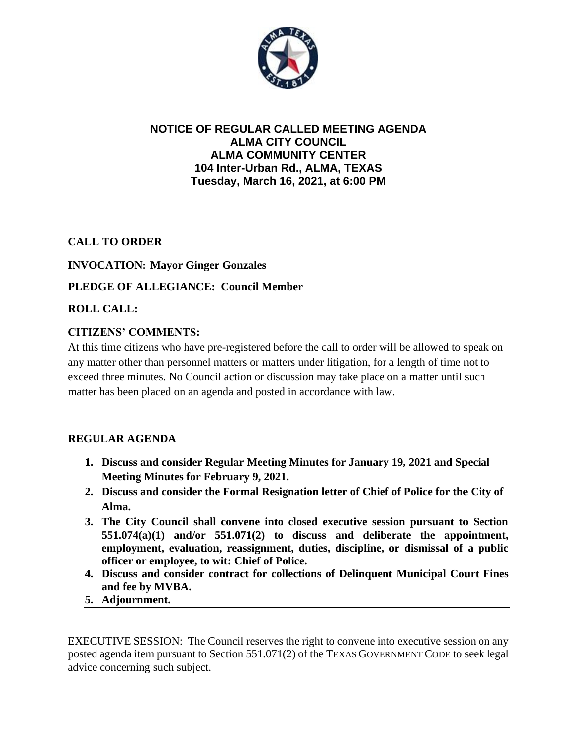**NOTICE OF REGULAR CALLED MEETING AGENDA**
**ALMA CITY COUNCIL**
**ALMA COMMUNITY CENTER**
**104 Inter-Urban Rd., ALMA, TEXAS**
**Tuesday, March 16, 2021, at 6:00 PM**

**CALL TO ORDER**

**INVOCATION: Mayor Ginger Gonzales**

**PLEDGE OF ALLEGIANCE: Council Member**

**ROLL CALL:**

**CITIZENS' COMMENTS:**

At this time citizens who have pre-registered before the call to order will be allowed to speak on any matter other than personnel matters or matters under litigation, for a length of time not to exceed three minutes. No Council action or discussion may take place on a matter until such matter has been placed on an agenda and posted in accordance with law.

**REGULAR AGENDA**

1. **Discuss and consider Regular Meeting Minutes for January 19, 2021 and Special Meeting Minutes for February 9, 2021.**
2. **Discuss and consider the Formal Resignation letter of Chief of Police for the City of Alma.**
3. **The City Council shall convene into closed executive session pursuant to Section 551.074(a)(1) and/or 551.071(2) to discuss and deliberate the appointment, employment, evaluation, reassignment, duties, discipline, or dismissal of a public officer or employee, to wit: Chief of Police.**
4. **Discuss and consider contract for collections of Delinquent Municipal Court Fines and fee by MVBA.**
5. **Adjournment.**

---

EXECUTIVE SESSION: The Council reserves the right to convene into executive session on any posted agenda item pursuant to Section 551.071(2) of the TEXAS GOVERNMENT CODE to seek legal advice concerning such subject.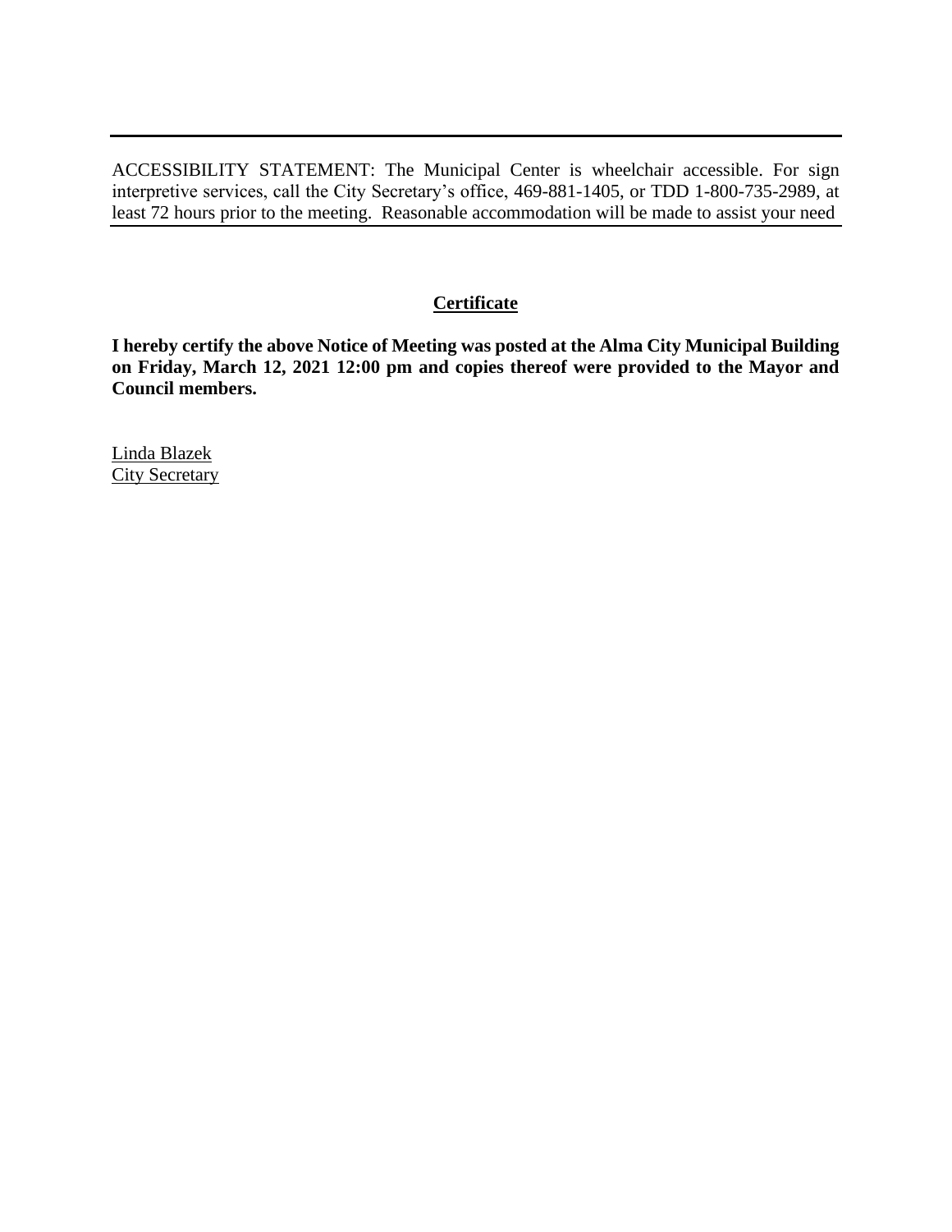---

ACCESSIBILITY STATEMENT: The Municipal Center is wheelchair accessible. For sign interpretive services, call the City Secretary's office, 469-881-1405, or TDD 1-800-735-2989, at least 72 hours prior to the meeting. Reasonable accommodation will be made to assist your need

---

## Certificate

**I hereby certify the above Notice of Meeting was posted at the Alma City Municipal Building on Friday, March 12, 2021 12:00 pm and copies thereof were provided to the Mayor and Council members.**

Linda Blazek
City Secretary